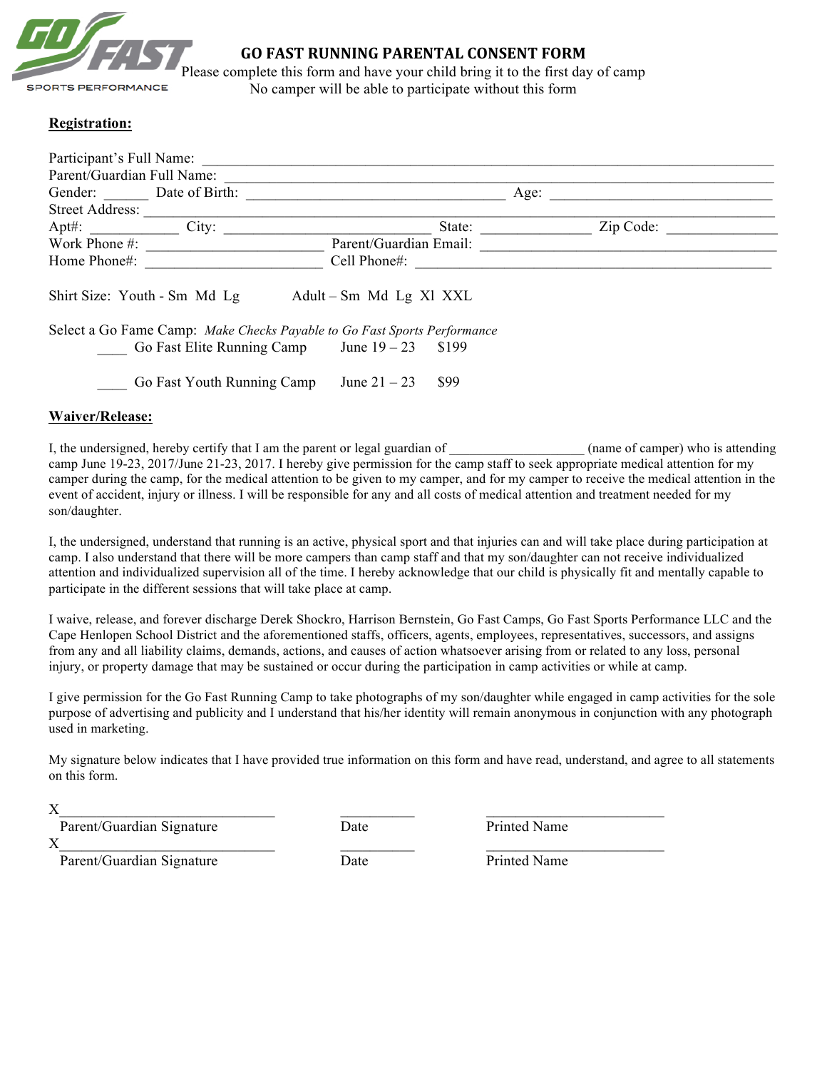# GO FAST RUNNING PARENTAL CONSENT FORM

Please complete this form and have your child bring it to the first day of camp
No camper will be able to participate without this form

**Registration:**

Participant's Full Name: ______________________________________________________________________________

Parent/Guardian Full Name: ____________________________________________________________________________

Gender: ______ Date of Birth: ____________________________________ Age: _______________________________

Street Address: ________________________________________________________________________________________

Apt#: ____________ City: ______________________________ State: _______________ Zip Code: _______________

Work Phone #: _________________________ Parent/Guardian Email: __________________________________________

Home Phone#: _________________________ Cell Phone#: _________________________________________________

Shirt Size: Youth - Sm Md Lg Adult – Sm Md Lg Xl XXL

Select a Go Fame Camp: *Make Checks Payable to Go Fast Sports Performance*

____ Go Fast Elite Running Camp June 19 – 23 $199

____ Go Fast Youth Running Camp June 21 – 23 $99

**Waiver/Release:**

I, the undersigned, hereby certify that I am the parent or legal guardian of ___________________ (name of camper) who is attending camp June 19-23, 2017/June 21-23, 2017. I hereby give permission for the camp staff to seek appropriate medical attention for my camper during the camp, for the medical attention to be given to my camper, and for my camper to receive the medical attention in the event of accident, injury or illness. I will be responsible for any and all costs of medical attention and treatment needed for my son/daughter.

I, the undersigned, understand that running is an active, physical sport and that injuries can and will take place during participation at camp. I also understand that there will be more campers than camp staff and that my son/daughter can not receive individualized attention and individualized supervision all of the time. I hereby acknowledge that our child is physically fit and mentally capable to participate in the different sessions that will take place at camp.

I waive, release, and forever discharge Derek Shockro, Harrison Bernstein, Go Fast Camps, Go Fast Sports Performance LLC and the Cape Henlopen School District and the aforementioned staffs, officers, agents, employees, representatives, successors, and assigns from any and all liability claims, demands, actions, and causes of action whatsoever arising from or related to any loss, personal injury, or property damage that may be sustained or occur during the participation in camp activities or while at camp.

I give permission for the Go Fast Running Camp to take photographs of my son/daughter while engaged in camp activities for the sole purpose of advertising and publicity and I understand that his/her identity will remain anonymous in conjunction with any photograph used in marketing.

My signature below indicates that I have provided true information on this form and have read, understand, and agree to all statements on this form.

X______________________________ __________ ________________________
Parent/Guardian Signature Date Printed Name

X______________________________ __________ ________________________
Parent/Guardian Signature Date Printed Name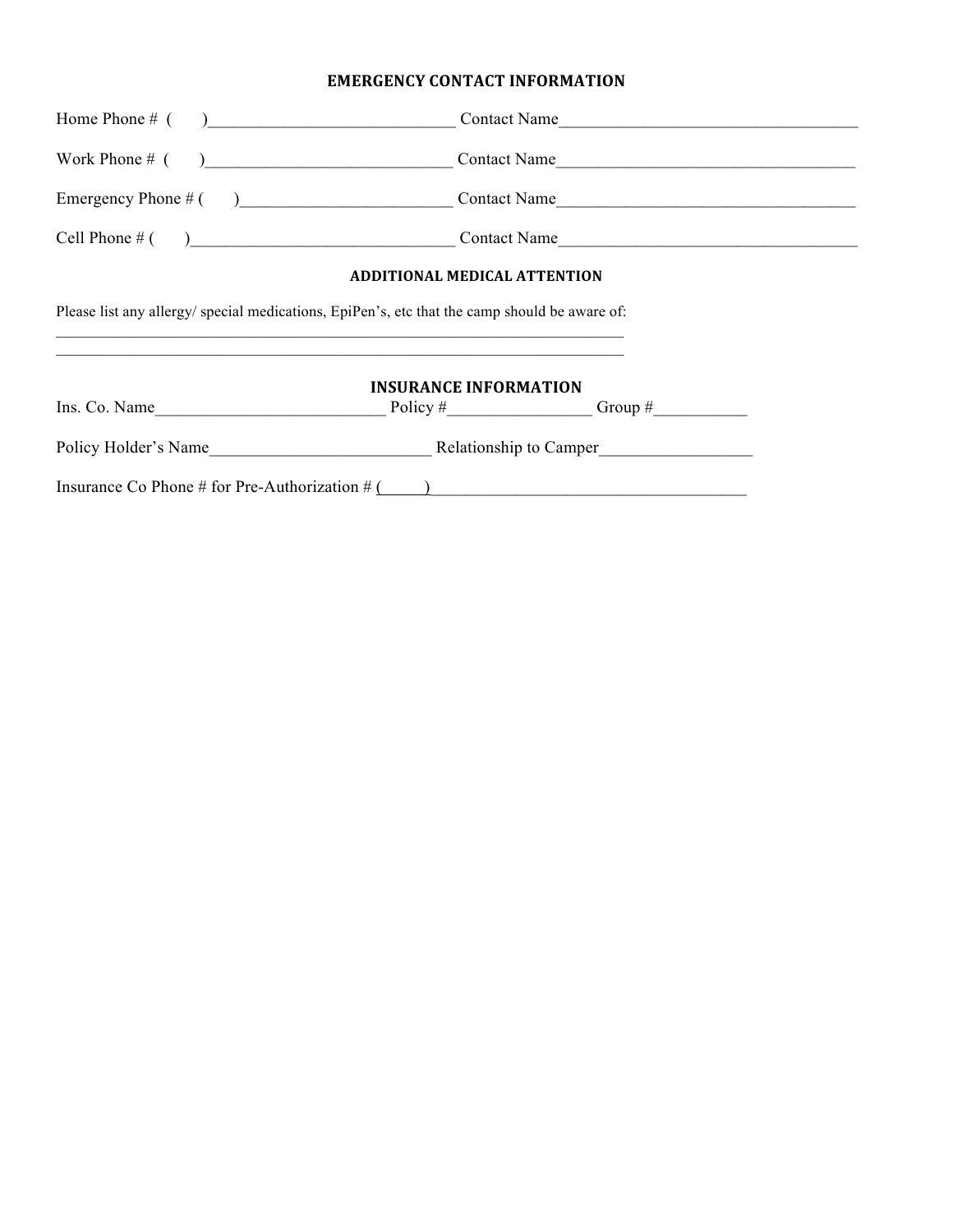## EMERGENCY CONTACT INFORMATION

Home Phone # (      )_____________________________ Contact Name___________________________________

Work Phone # (      )_____________________________ Contact Name___________________________________

Emergency Phone # (      )_________________________ Contact Name___________________________________

Cell Phone # (      )_______________________________ Contact Name___________________________________

## ADDITIONAL MEDICAL ATTENTION

Please list any allergy/ special medications, EpiPen's, etc that the camp should be aware of:

_________________________________________________________________________

_________________________________________________________________________

## INSURANCE INFORMATION

Ins. Co. Name___________________________ Policy #_________________ Group #___________

Policy Holder's Name__________________________ Relationship to Camper_________________

Insurance Co Phone # for Pre-Authorization # (      )_____________________________________